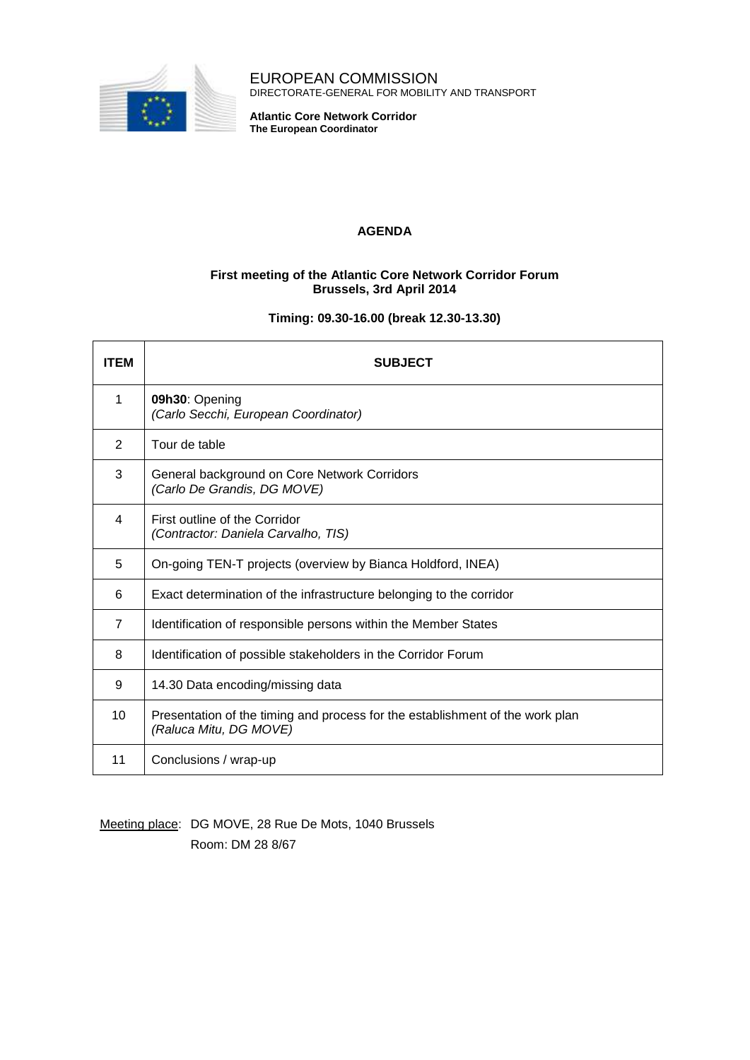EUROPEAN COMMISSION
DIRECTORATE-GENERAL FOR MOBILITY AND TRANSPORT

**Atlantic Core Network Corridor**
**The European Coordinator**

# AGENDA

**First meeting of the Atlantic Core Network Corridor Forum**
**Brussels, 3rd April 2014**

**Timing: 09.30-16.00 (break 12.30-13.30)**

| ITEM | SUBJECT |
|---|---|
| 1 | **09h30**: Opening<br>*(Carlo Secchi, European Coordinator)* |
| 2 | Tour de table |
| 3 | General background on Core Network Corridors<br>*(Carlo De Grandis, DG MOVE)* |
| 4 | First outline of the Corridor<br>*(Contractor: Daniela Carvalho, TIS)* |
| 5 | On-going TEN-T projects (overview by Bianca Holdford, INEA) |
| 6 | Exact determination of the infrastructure belonging to the corridor |
| 7 | Identification of responsible persons within the Member States |
| 8 | Identification of possible stakeholders in the Corridor Forum |
| 9 | 14.30 Data encoding/missing data |
| 10 | Presentation of the timing and process for the establishment of the work plan<br>*(Raluca Mitu, DG MOVE)* |
| 11 | Conclusions / wrap-up |

Meeting place: DG MOVE, 28 Rue De Mots, 1040 Brussels
Room: DM 28 8/67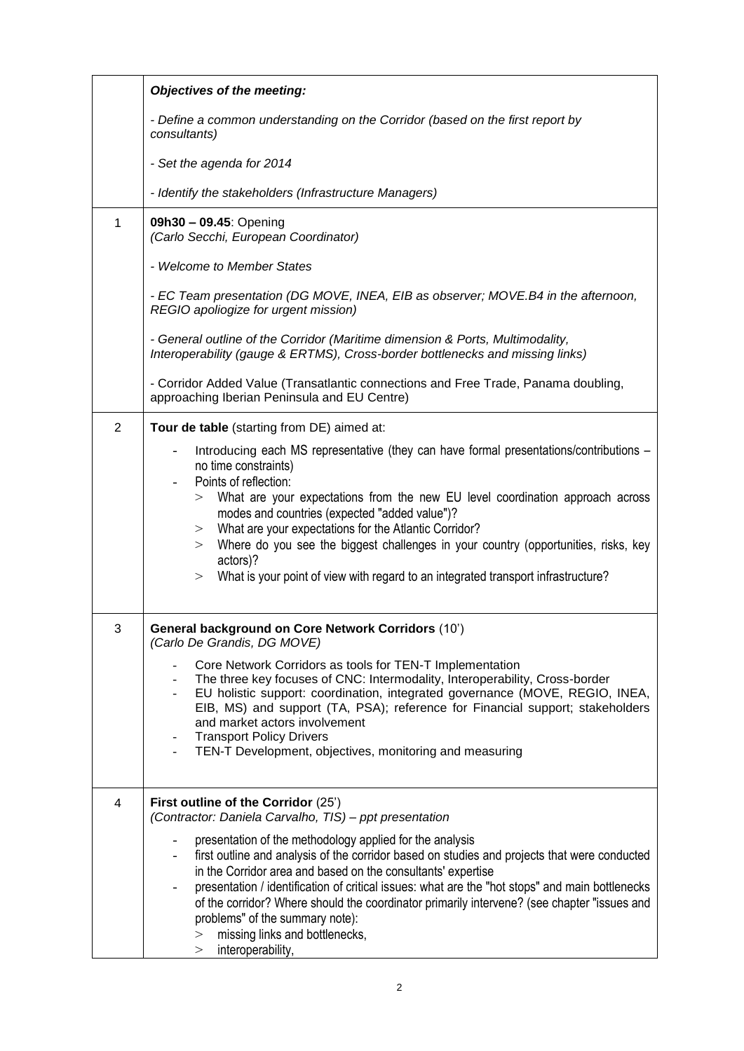| | |
|---|---|
| | ***Objectives of the meeting:***<br><br>*- Define a common understanding on the Corridor (based on the first report by consultants)*<br><br>*- Set the agenda for 2014*<br><br>*- Identify the stakeholders (Infrastructure Managers)* |
| 1 | **09h30 – 09.45**: Opening<br>*(Carlo Secchi, European Coordinator)*<br><br>*- Welcome to Member States*<br><br>*- EC Team presentation (DG MOVE, INEA, EIB as observer; MOVE.B4 in the afternoon, REGIO apoliogize for urgent mission)*<br><br>*- General outline of the Corridor (Maritime dimension & Ports, Multimodality, Interoperability (gauge & ERTMS), Cross-border bottlenecks and missing links)*<br><br>- Corridor Added Value (Transatlantic connections and Free Trade, Panama doubling, approaching Iberian Peninsula and EU Centre) |
| 2 | **Tour de table** (starting from DE) aimed at:<br><br>- Introducing each MS representative (they can have formal presentations/contributions – no time constraints)<br>- Points of reflection:<br>  > What are your expectations from the new EU level coordination approach across modes and countries (expected "added value")?<br>  > What are your expectations for the Atlantic Corridor?<br>  > Where do you see the biggest challenges in your country (opportunities, risks, key actors)?<br>  > What is your point of view with regard to an integrated transport infrastructure? |
| 3 | **General background on Core Network Corridors** (10')<br>*(Carlo De Grandis, DG MOVE)*<br><br>- Core Network Corridors as tools for TEN-T Implementation<br>- The three key focuses of CNC: Intermodality, Interoperability, Cross-border<br>- EU holistic support: coordination, integrated governance (MOVE, REGIO, INEA, EIB, MS) and support (TA, PSA); reference for Financial support; stakeholders and market actors involvement<br>- Transport Policy Drivers<br>- TEN-T Development, objectives, monitoring and measuring |
| 4 | **First outline of the Corridor** (25')<br>*(Contractor: Daniela Carvalho, TIS) – ppt presentation*<br><br>- presentation of the methodology applied for the analysis<br>- first outline and analysis of the corridor based on studies and projects that were conducted in the Corridor area and based on the consultants' expertise<br>- presentation / identification of critical issues: what are the "hot stops" and main bottlenecks of the corridor? Where should the coordinator primarily intervene? (see chapter "issues and problems" of the summary note):<br>  > missing links and bottlenecks,<br>  > interoperability, |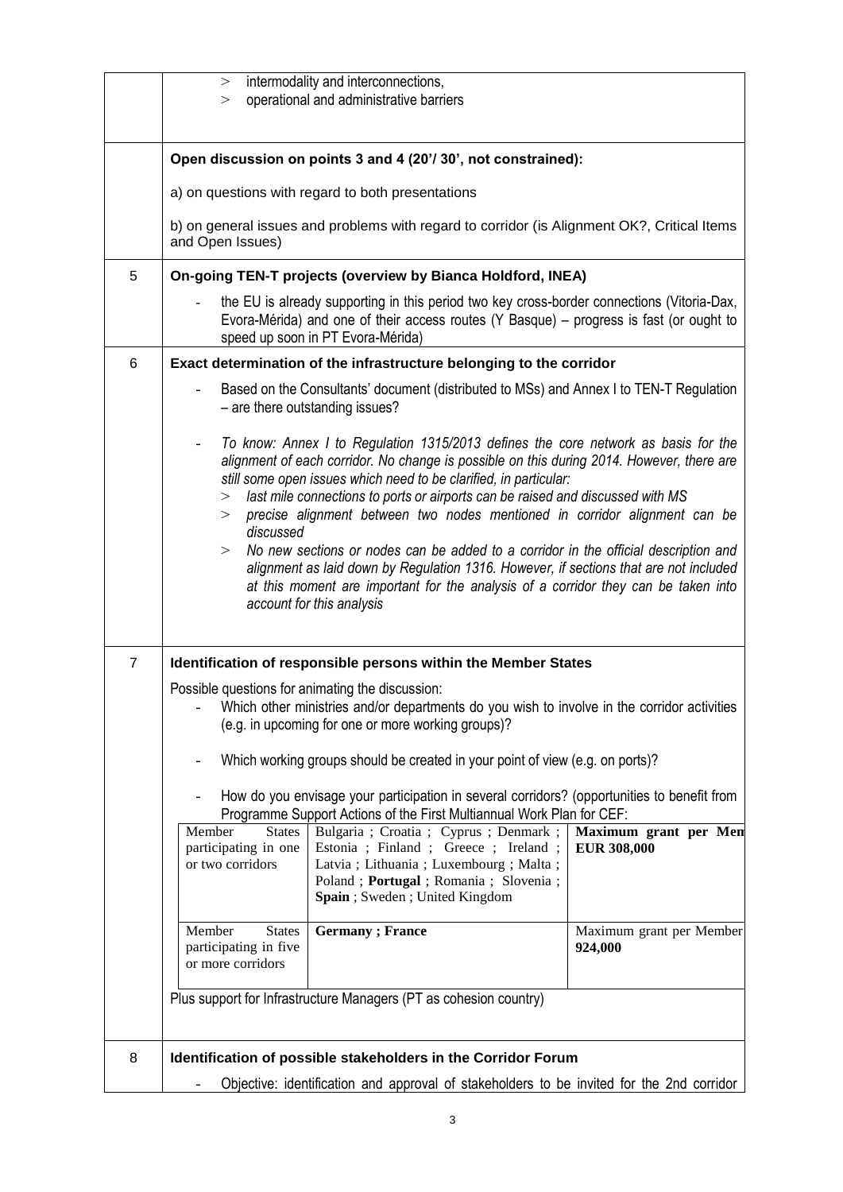> intermodality and interconnections,
> operational and administrative barriers

**Open discussion on points 3 and 4 (20'/ 30', not constrained):**

a) on questions with regard to both presentations

b) on general issues and problems with regard to corridor (is Alignment OK?, Critical Items and Open Issues)

**5 On-going TEN-T projects (overview by Bianca Holdford, INEA)**

- the EU is already supporting in this period two key cross-border connections (Vitoria-Dax, Evora-Mérida) and one of their access routes (Y Basque) – progress is fast (or ought to speed up soon in PT Evora-Mérida)

**6 Exact determination of the infrastructure belonging to the corridor**

- Based on the Consultants' document (distributed to MSs) and Annex I to TEN-T Regulation – are there outstanding issues?

- *To know: Annex I to Regulation 1315/2013 defines the core network as basis for the alignment of each corridor. No change is possible on this during 2014. However, there are still some open issues which need to be clarified, in particular:*
  > *last mile connections to ports or airports can be raised and discussed with MS*
  > *precise alignment between two nodes mentioned in corridor alignment can be discussed*
  > *No new sections or nodes can be added to a corridor in the official description and alignment as laid down by Regulation 1316. However, if sections that are not included at this moment are important for the analysis of a corridor they can be taken into account for this analysis*

**7 Identification of responsible persons within the Member States**

Possible questions for animating the discussion:

- Which other ministries and/or departments do you wish to involve in the corridor activities (e.g. in upcoming for one or more working groups)?

- Which working groups should be created in your point of view (e.g. on ports)?

- How do you envisage your participation in several corridors? (opportunities to benefit from Programme Support Actions of the First Multiannual Work Plan for CEF:

| | | |
|---|---|---|
| Member States participating in one or two corridors | Bulgaria ; Croatia ; Cyprus ; Denmark ; Estonia ; Finland ; Greece ; Ireland ; Latvia ; Lithuania ; Luxembourg ; Malta ; Poland ; **Portugal** ; Romania ; Slovenia ; **Spain** ; Sweden ; United Kingdom | **Maximum grant per Men EUR 308,000** |
| Member States participating in five or more corridors | **Germany ; France** | Maximum grant per Member 924,000 |

Plus support for Infrastructure Managers (PT as cohesion country)

**8 Identification of possible stakeholders in the Corridor Forum**

- Objective: identification and approval of stakeholders to be invited for the 2nd corridor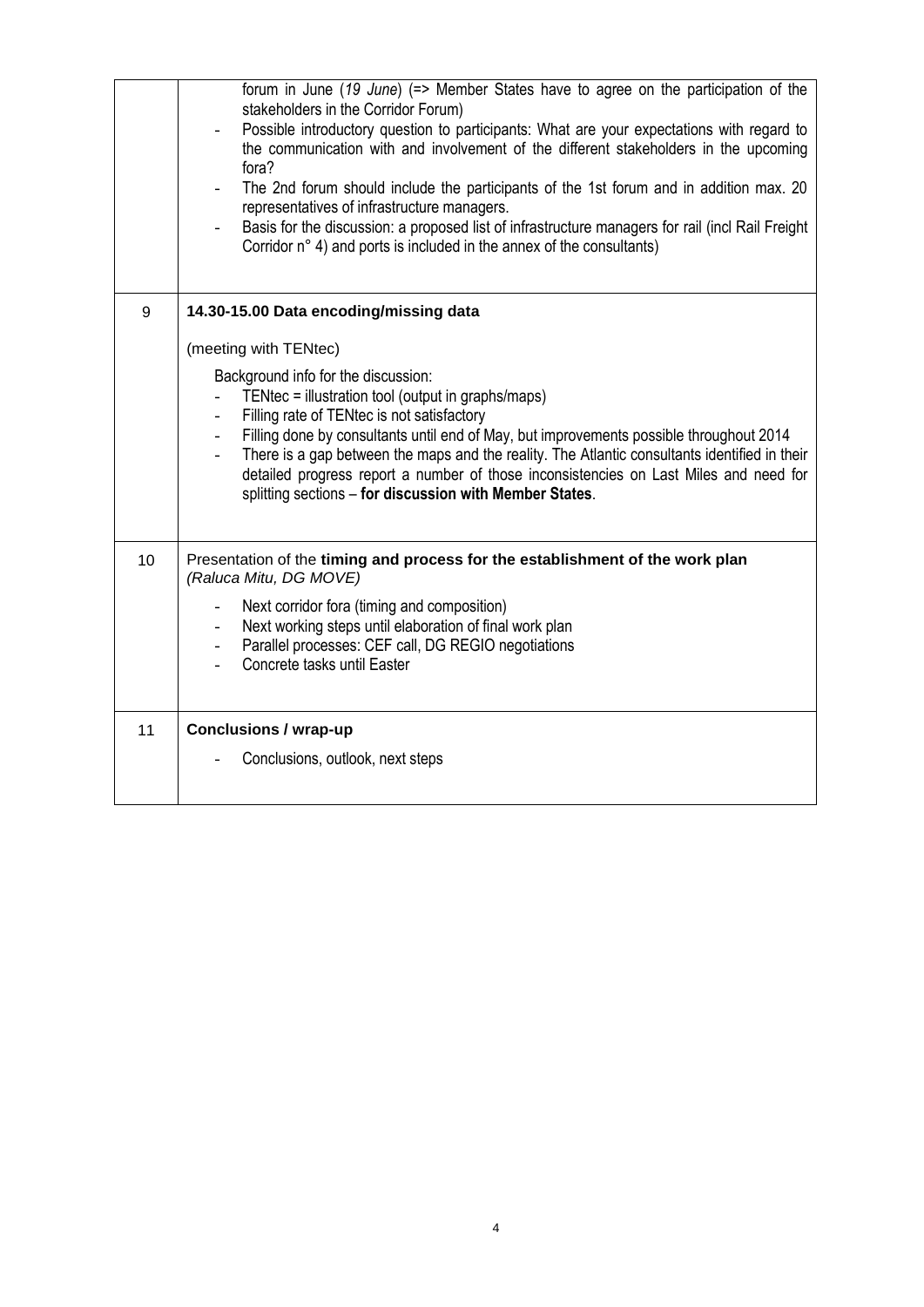| | |
|---|---|
| | forum in June (*19 June*) (=> Member States have to agree on the participation of the stakeholders in the Corridor Forum)<br>- Possible introductory question to participants: What are your expectations with regard to the communication with and involvement of the different stakeholders in the upcoming fora?<br>- The 2nd forum should include the participants of the 1st forum and in addition max. 20 representatives of infrastructure managers.<br>- Basis for the discussion: a proposed list of infrastructure managers for rail (incl Rail Freight Corridor n° 4) and ports is included in the annex of the consultants) |
| 9 | **14.30-15.00 Data encoding/missing data**<br><br>(meeting with TENtec)<br><br>Background info for the discussion:<br>- TENtec = illustration tool (output in graphs/maps)<br>- Filling rate of TENtec is not satisfactory<br>- Filling done by consultants until end of May, but improvements possible throughout 2014<br>- There is a gap between the maps and the reality. The Atlantic consultants identified in their detailed progress report a number of those inconsistencies on Last Miles and need for splitting sections – **for discussion with Member States**. |
| 10 | Presentation of the **timing and process for the establishment of the work plan**<br>*(Raluca Mitu, DG MOVE)*<br><br>- Next corridor fora (timing and composition)<br>- Next working steps until elaboration of final work plan<br>- Parallel processes: CEF call, DG REGIO negotiations<br>- Concrete tasks until Easter |
| 11 | **Conclusions / wrap-up**<br><br>- Conclusions, outlook, next steps |